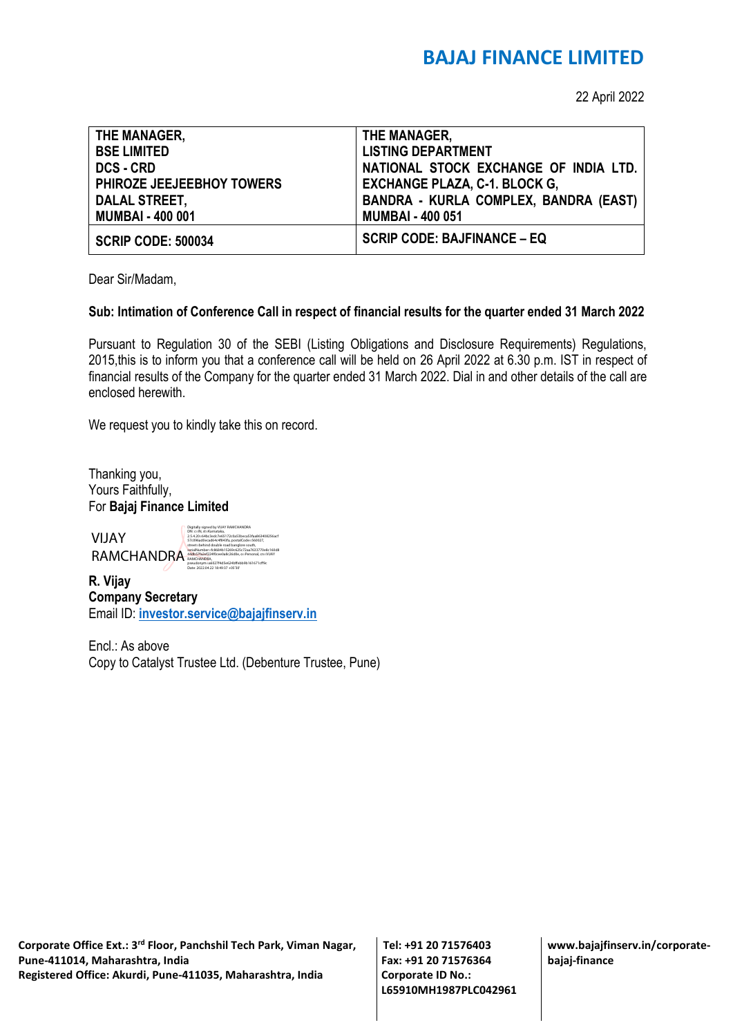# BAJAJ FINANCE LIMITED

22 April 2022

| THE MANAGER, BSE LIMITED DCS - CRD PHIROZE JEEJEEBHOY TOWERS DALAL STREET, MUMBAI - 400 001 | THE MANAGER, LISTING DEPARTMENT NATIONAL STOCK EXCHANGE OF INDIA LTD. EXCHANGE PLAZA, C-1. BLOCK G, BANDRA - KURLA COMPLEX, BANDRA (EAST) MUMBAI - 400 051 |
|---|---|
| **SCRIP CODE: 500034** | **SCRIP CODE: BAJFINANCE – EQ** |

Dear Sir/Madam,

**Sub: Intimation of Conference Call in respect of financial results for the quarter ended 31 March 2022**

Pursuant to Regulation 30 of the SEBI (Listing Obligations and Disclosure Requirements) Regulations, 2015,this is to inform you that a conference call will be held on 26 April 2022 at 6.30 p.m. IST in respect of financial results of the Company for the quarter ended 31 March 2022. Dial in and other details of the call are enclosed herewith.

We request you to kindly take this on record.

Thanking you,
Yours Faithfully,
For **Bajaj Finance Limited**

VIJAY RAMCHANDRA

Digitally signed by VIJAY RAMCHANDRA
Date: 2022.04.22 18:49:37 +05'30'

**R. Vijay**
**Company Secretary**
Email ID: **investor.service@bajajfinserv.in**

Encl.: As above
Copy to Catalyst Trustee Ltd. (Debenture Trustee, Pune)

**Corporate Office Ext.: 3rd Floor, Panchshil Tech Park, Viman Nagar, Pune-411014, Maharashtra, India**
**Registered Office: Akurdi, Pune-411035, Maharashtra, India**

**Tel: +91 20 71576403**
**Fax: +91 20 71576364**
**Corporate ID No.: L65910MH1987PLC042961**

**www.bajajfinserv.in/corporate-bajaj-finance**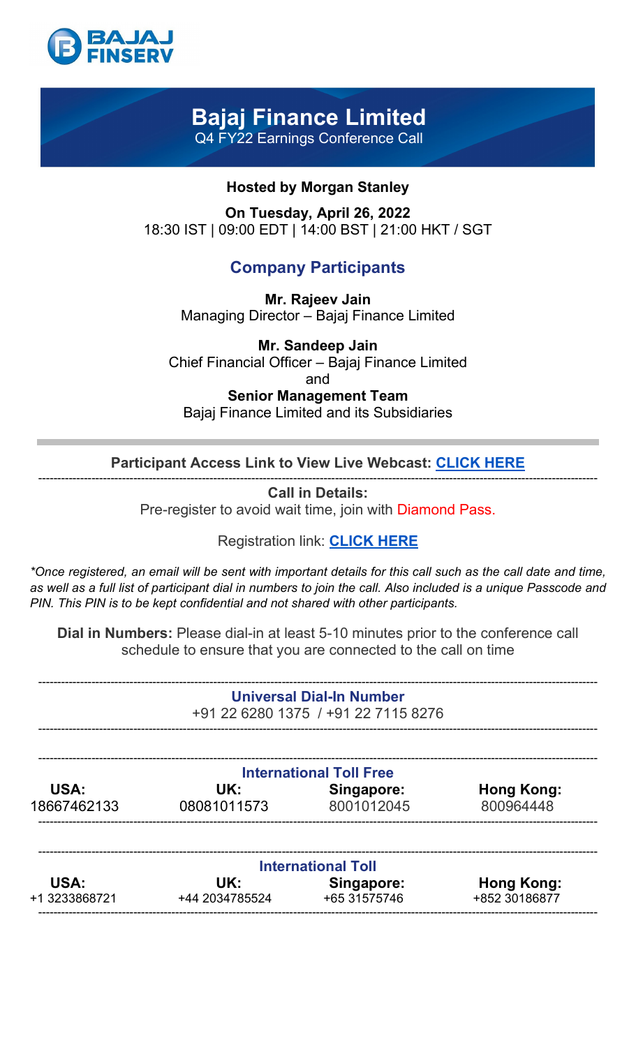BAJAJ FINSERV

# Bajaj Finance Limited

Q4 FY22 Earnings Conference Call

**Hosted by Morgan Stanley**

**On Tuesday, April 26, 2022**

18:30 IST | 09:00 EDT | 14:00 BST | 21:00 HKT / SGT

## Company Participants

**Mr. Rajeev Jain**
Managing Director – Bajaj Finance Limited

**Mr. Sandeep Jain**
Chief Financial Officer – Bajaj Finance Limited
and
**Senior Management Team**
Bajaj Finance Limited and its Subsidiaries

---

**Participant Access Link to View Live Webcast: CLICK HERE**

---

**Call in Details:**
Pre-register to avoid wait time, join with Diamond Pass.

Registration link: **CLICK HERE**

*\*Once registered, an email will be sent with important details for this call such as the call date and time, as well as a full list of participant dial in numbers to join the call. Also included is a unique Passcode and PIN. This PIN is to be kept confidential and not shared with other participants.*

**Dial in Numbers:** Please dial-in at least 5-10 minutes prior to the conference call schedule to ensure that you are connected to the call on time

---

**Universal Dial-In Number**
+91 22 6280 1375 / +91 22 7115 8276

---

**International Toll Free**

| USA: | UK: | Singapore: | Hong Kong: |
|---|---|---|---|
| 18667462133 | 08081011573 | 8001012045 | 800964448 |

**International Toll**

| USA: | UK: | Singapore: | Hong Kong: |
|---|---|---|---|
| +1 3233868721 | +44 2034785524 | +65 31575746 | +852 30186877 |